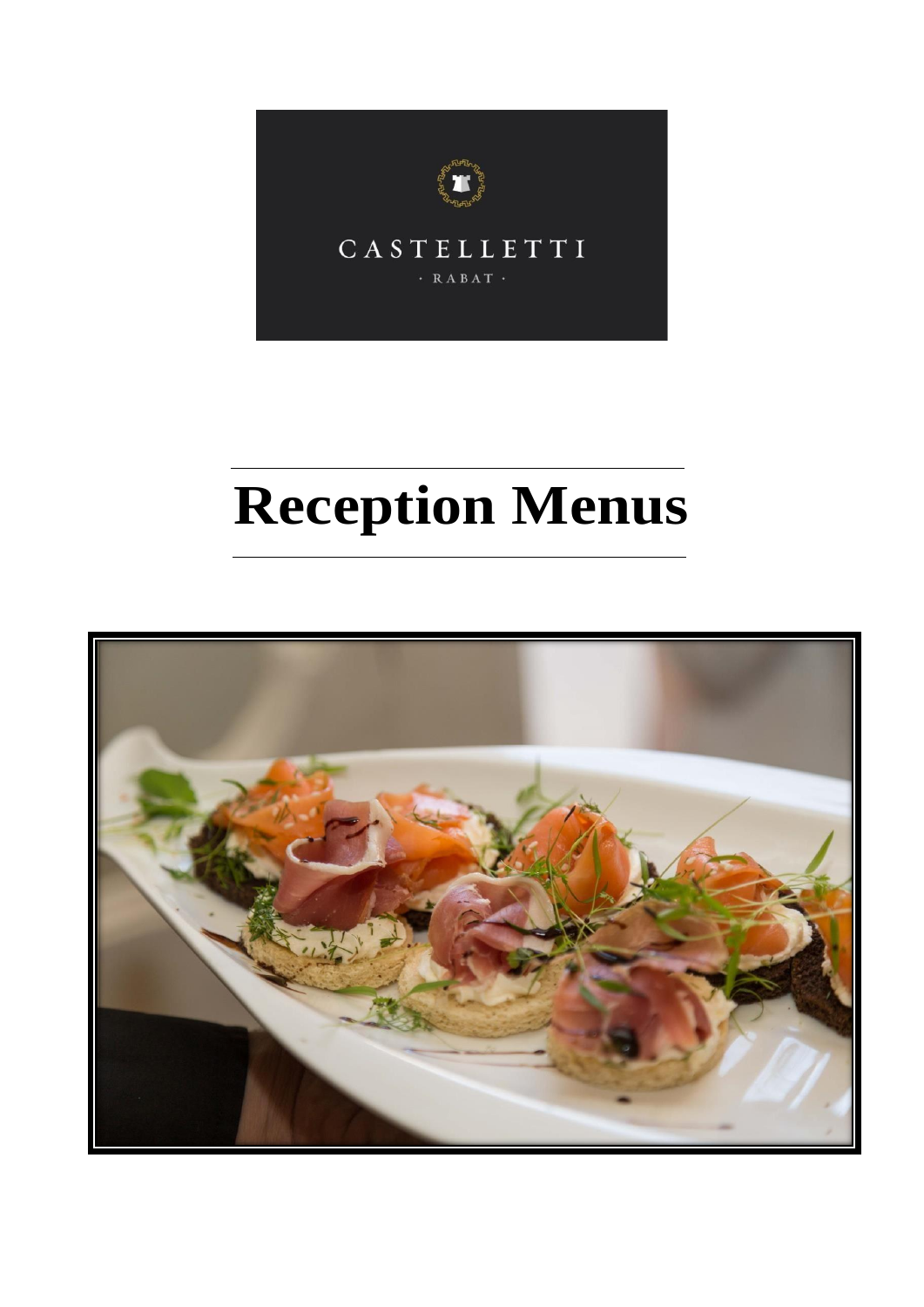CASTELLETTI

· RABAT ·

# Reception Menus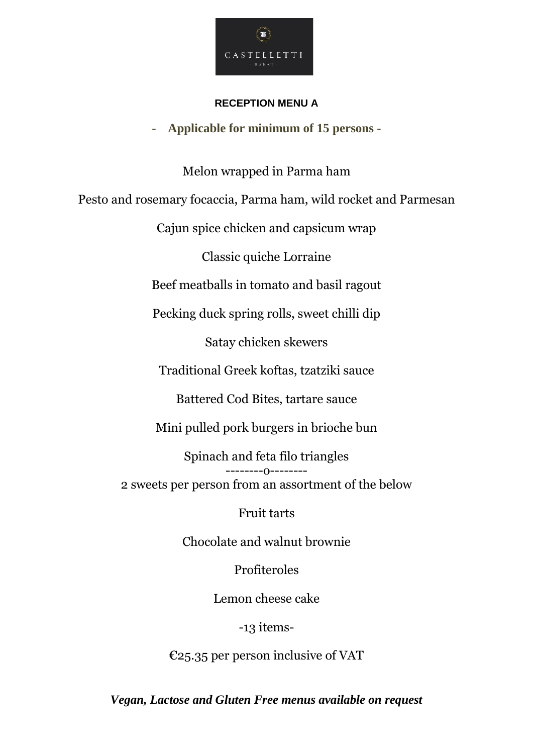CASTELLETTI

RABAT

## RECEPTION MENU A

**- Applicable for minimum of 15 persons -**

Melon wrapped in Parma ham

Pesto and rosemary focaccia, Parma ham, wild rocket and Parmesan

Cajun spice chicken and capsicum wrap

Classic quiche Lorraine

Beef meatballs in tomato and basil ragout

Pecking duck spring rolls, sweet chilli dip

Satay chicken skewers

Traditional Greek koftas, tzatziki sauce

Battered Cod Bites, tartare sauce

Mini pulled pork burgers in brioche bun

Spinach and feta filo triangles

--------o--------

2 sweets per person from an assortment of the below

Fruit tarts

Chocolate and walnut brownie

Profiteroles

Lemon cheese cake

-13 items-

€25.35 per person inclusive of VAT

***Vegan, Lactose and Gluten Free menus available on request***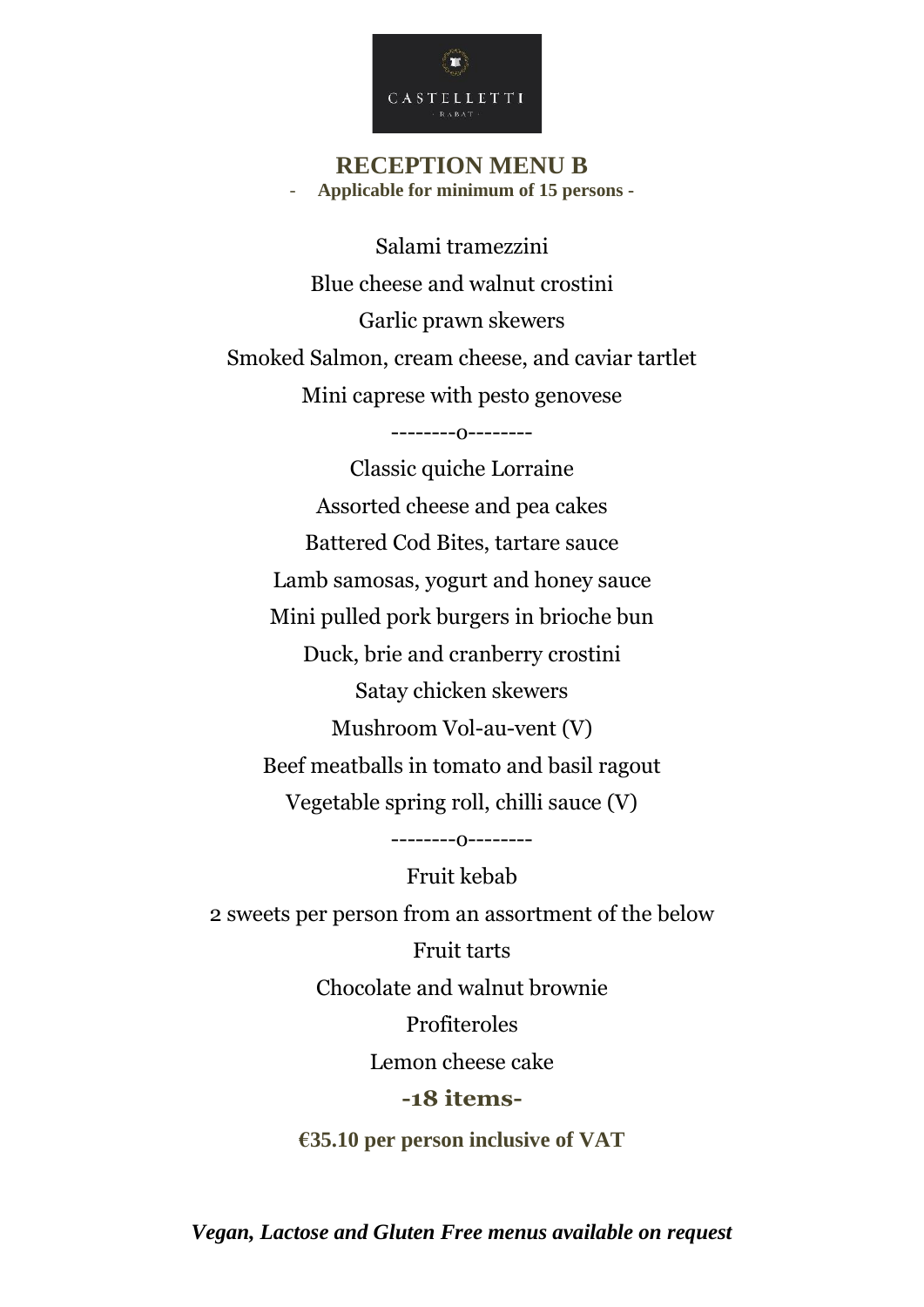CASTELLETTI
RABAT

# RECEPTION MENU B

- **Applicable for minimum of 15 persons -**

Salami tramezzini

Blue cheese and walnut crostini

Garlic prawn skewers

Smoked Salmon, cream cheese, and caviar tartlet

Mini caprese with pesto genovese

--------o--------

Classic quiche Lorraine

Assorted cheese and pea cakes

Battered Cod Bites, tartare sauce

Lamb samosas, yogurt and honey sauce

Mini pulled pork burgers in brioche bun

Duck, brie and cranberry crostini

Satay chicken skewers

Mushroom Vol-au-vent (V)

Beef meatballs in tomato and basil ragout

Vegetable spring roll, chilli sauce (V)

--------o--------

Fruit kebab

2 sweets per person from an assortment of the below

Fruit tarts

Chocolate and walnut brownie

Profiteroles

Lemon cheese cake

**-18 items-**

**€35.10 per person inclusive of VAT**

***Vegan, Lactose and Gluten Free menus available on request***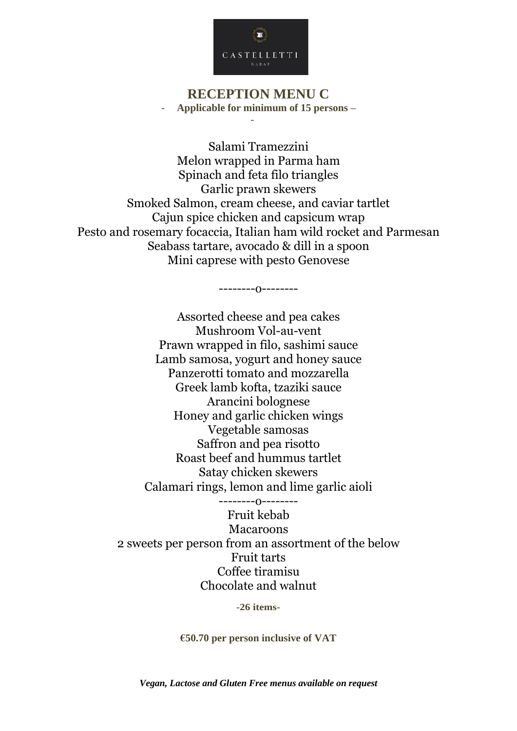CASTELLETTI

RABAT

# RECEPTION MENU C

- **Applicable for minimum of 15 persons –**

Salami Tramezzini
Melon wrapped in Parma ham
Spinach and feta filo triangles
Garlic prawn skewers
Smoked Salmon, cream cheese, and caviar tartlet
Cajun spice chicken and capsicum wrap
Pesto and rosemary focaccia, Italian ham wild rocket and Parmesan
Seabass tartare, avocado & dill in a spoon
Mini caprese with pesto Genovese

--------o--------

Assorted cheese and pea cakes
Mushroom Vol-au-vent
Prawn wrapped in filo, sashimi sauce
Lamb samosa, yogurt and honey sauce
Panzerotti tomato and mozzarella
Greek lamb kofta, tzaziki sauce
Arancini bolognese
Honey and garlic chicken wings
Vegetable samosas
Saffron and pea risotto
Roast beef and hummus tartlet
Satay chicken skewers
Calamari rings, lemon and lime garlic aioli

--------o--------

Fruit kebab
Macaroons
2 sweets per person from an assortment of the below
Fruit tarts
Coffee tiramisu
Chocolate and walnut

**-26 items-**

**€50.70 per person inclusive of VAT**

***Vegan, Lactose and Gluten Free menus available on request***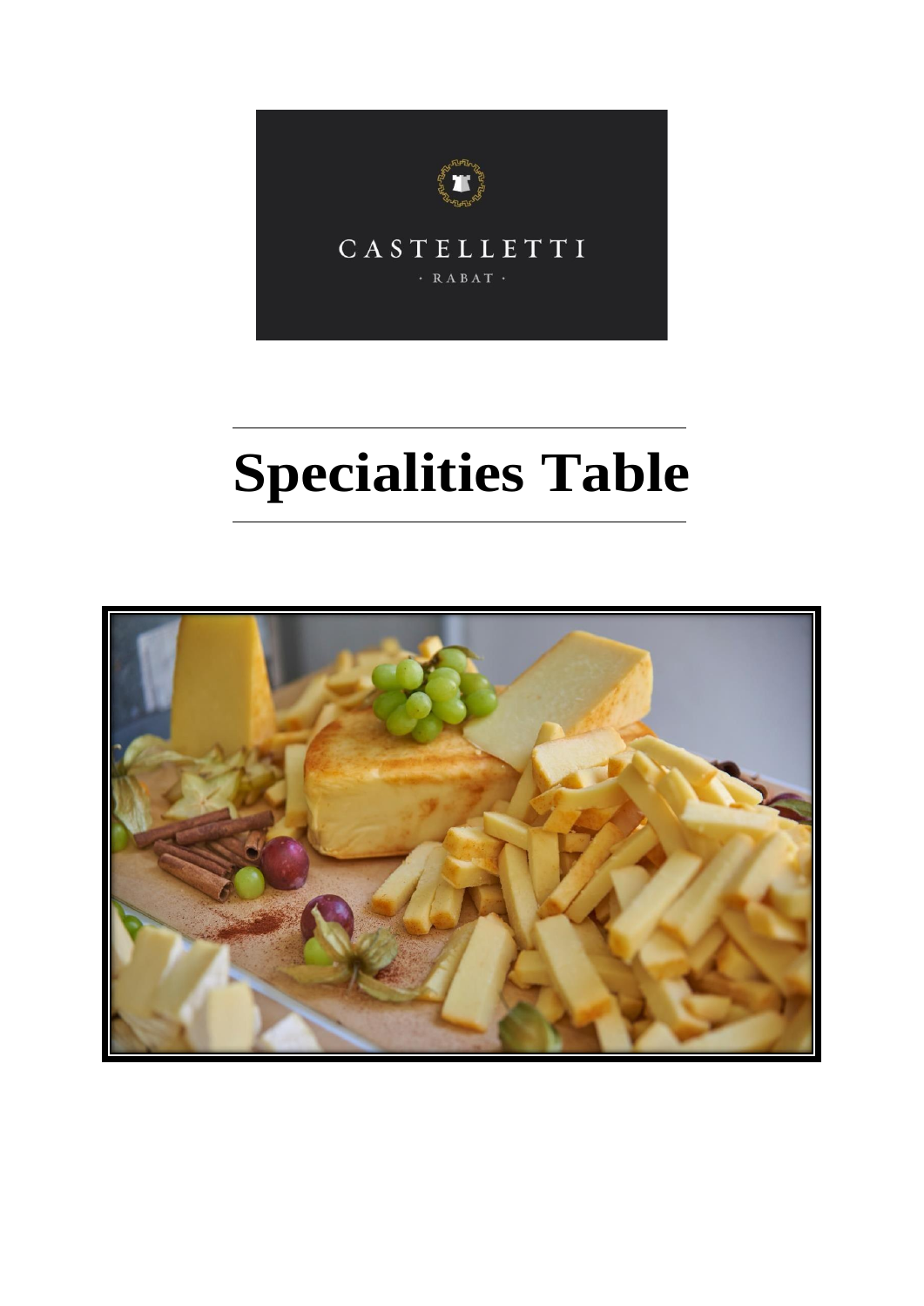CASTELLETTI

· RABAT ·

# Specialities Table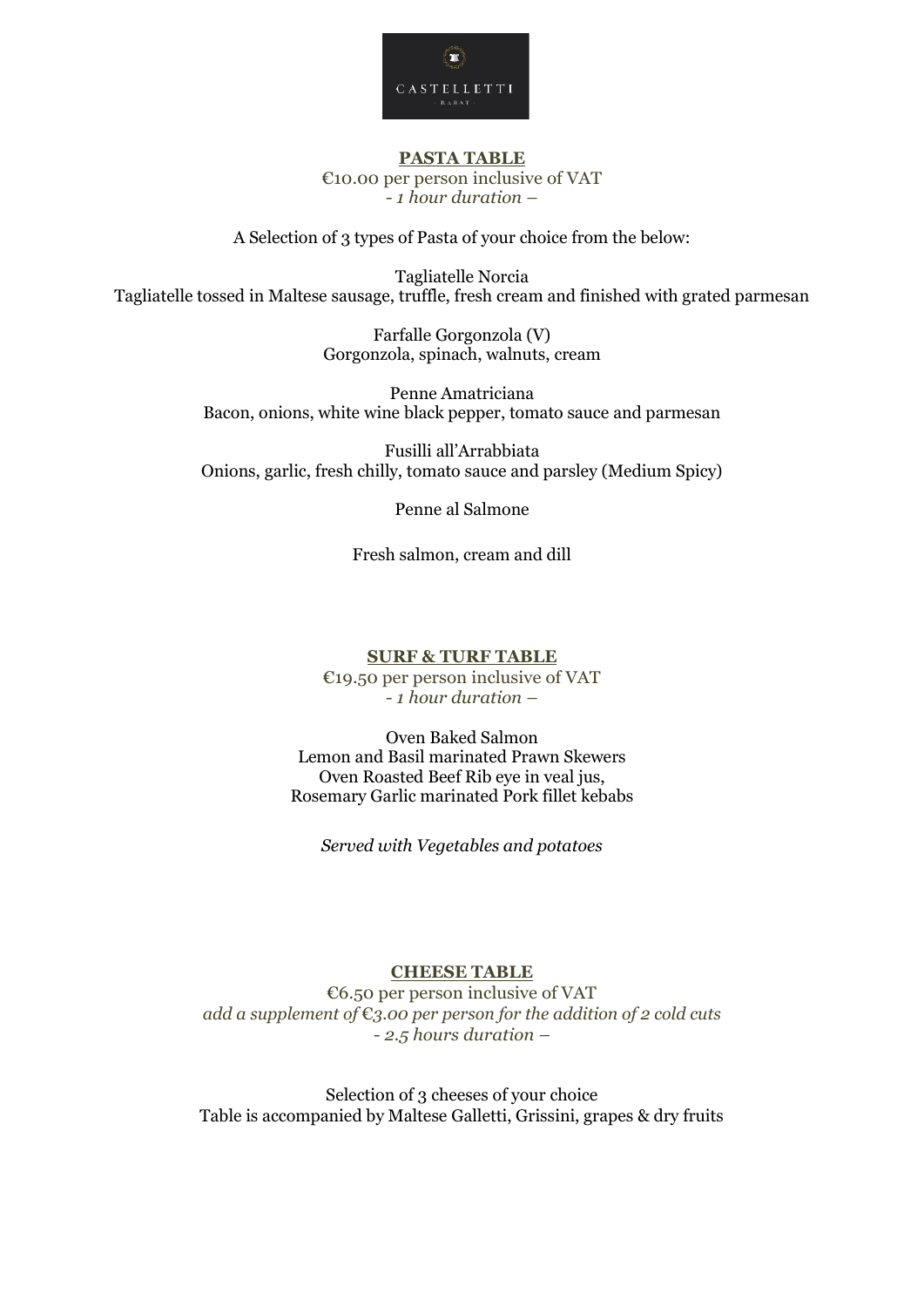## PASTA TABLE

€10.00 per person inclusive of VAT
*- 1 hour duration –*

A Selection of 3 types of Pasta of your choice from the below:

Tagliatelle Norcia
Tagliatelle tossed in Maltese sausage, truffle, fresh cream and finished with grated parmesan

Farfalle Gorgonzola (V)
Gorgonzola, spinach, walnuts, cream

Penne Amatriciana
Bacon, onions, white wine black pepper, tomato sauce and parmesan

Fusilli all'Arrabbiata
Onions, garlic, fresh chilly, tomato sauce and parsley (Medium Spicy)

Penne al Salmone

Fresh salmon, cream and dill

## SURF & TURF TABLE

€19.50 per person inclusive of VAT
*- 1 hour duration –*

Oven Baked Salmon
Lemon and Basil marinated Prawn Skewers
Oven Roasted Beef Rib eye in veal jus,
Rosemary Garlic marinated Pork fillet kebabs

*Served with Vegetables and potatoes*

## CHEESE TABLE

€6.50 per person inclusive of VAT
*add a supplement of €3.00 per person for the addition of 2 cold cuts*
*- 2.5 hours duration –*

Selection of 3 cheeses of your choice
Table is accompanied by Maltese Galletti, Grissini, grapes & dry fruits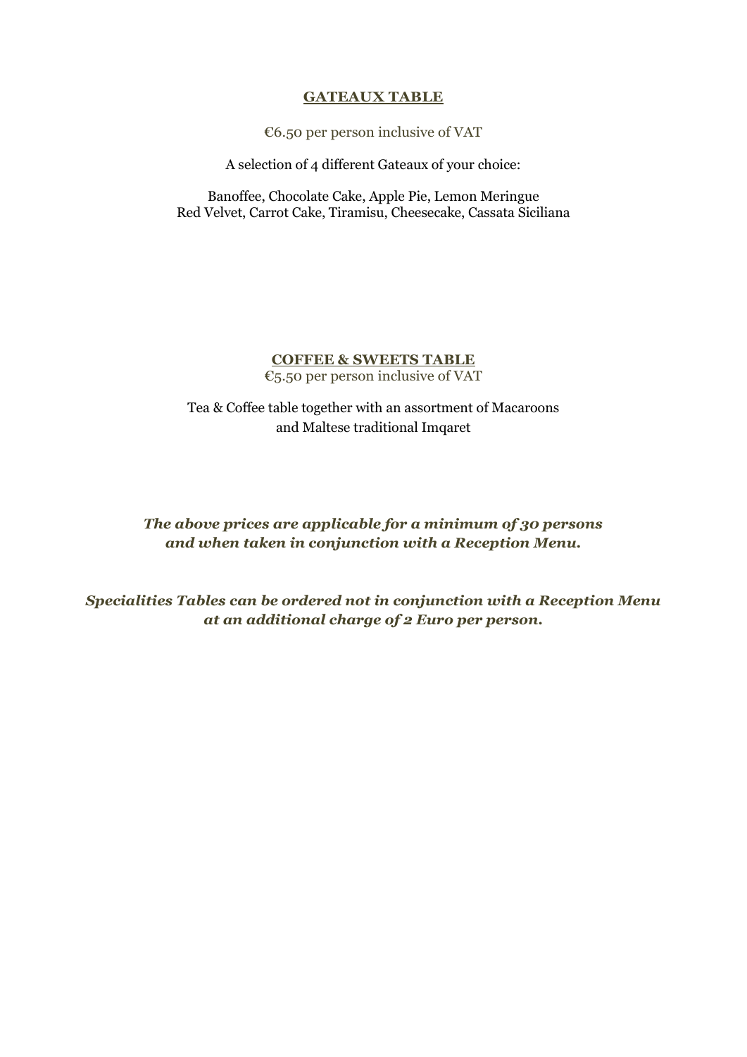## GATEAUX TABLE

€6.50 per person inclusive of VAT

A selection of 4 different Gateaux of your choice:

Banoffee, Chocolate Cake, Apple Pie, Lemon Meringue
Red Velvet, Carrot Cake, Tiramisu, Cheesecake, Cassata Siciliana

## COFFEE & SWEETS TABLE

€5.50 per person inclusive of VAT

Tea & Coffee table together with an assortment of Macaroons
and Maltese traditional Imqaret

***The above prices are applicable for a minimum of 30 persons and when taken in conjunction with a Reception Menu.***

***Specialities Tables can be ordered not in conjunction with a Reception Menu at an additional charge of 2 Euro per person.***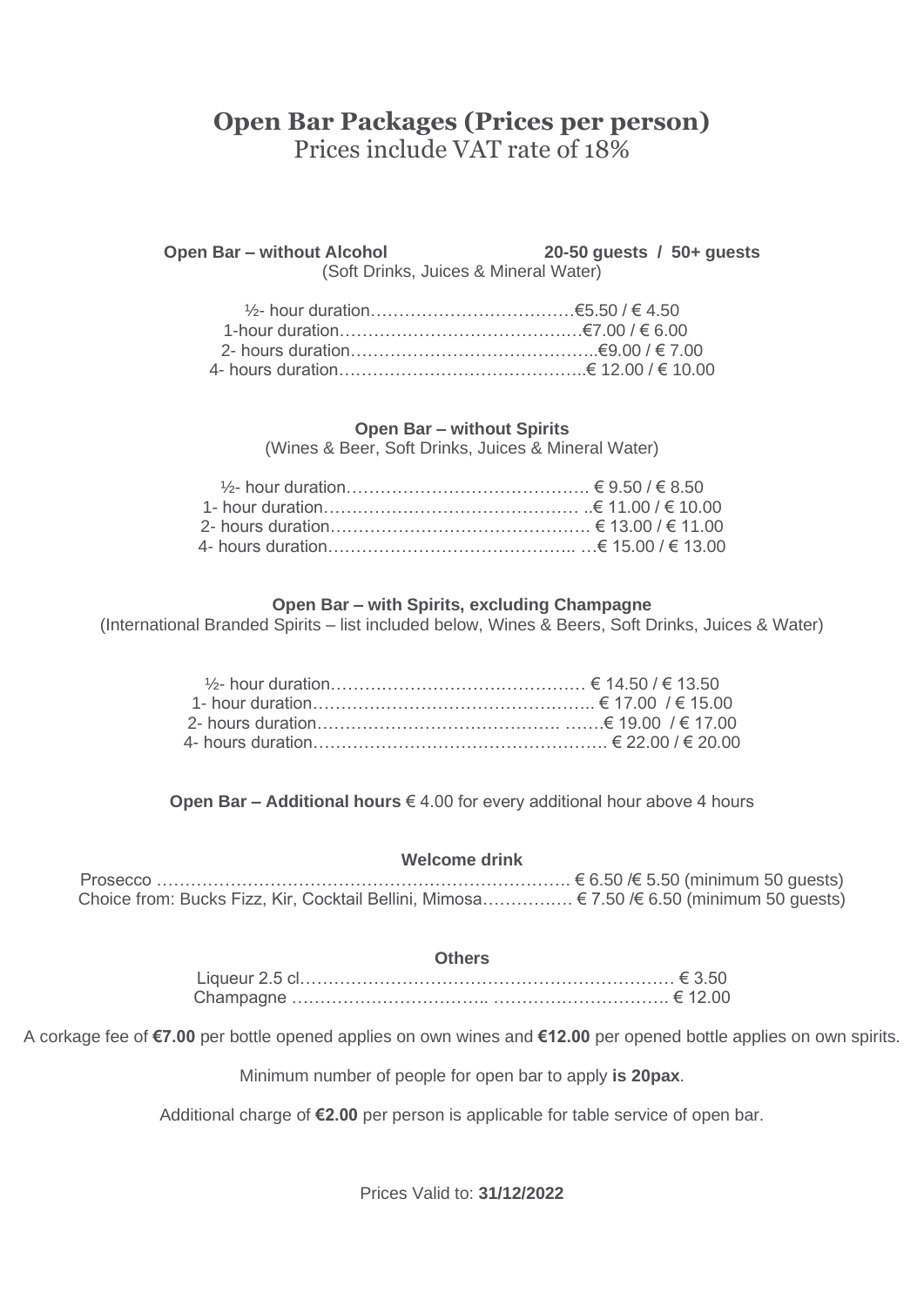# Open Bar Packages (Prices per person)

Prices include VAT rate of 18%

**Open Bar – without Alcohol** **20-50 guests / 50+ guests**

(Soft Drinks, Juices & Mineral Water)

½- hour duration……………………………….€5.50 / € 4.50
1-hour duration……….……………………….…€7.00 / € 6.00
2- hours duration……………………………………..€9.00 / € 7.00
4- hours duration…………………………….………..€ 12.00 / € 10.00

**Open Bar – without Spirits**

(Wines & Beer, Soft Drinks, Juices & Mineral Water)

½- hour duration…………………………………….… € 9.50 / € 8.50
1- hour duration……….……………………………… ..€ 11.00 / € 10.00
2- hours duration……………………………………… € 13.00 / € 11.00
4- hours duration…………………………………….. …€ 15.00 / € 13.00

**Open Bar – with Spirits, excluding Champagne**

(International Branded Spirits – list included below, Wines & Beers, Soft Drinks, Juices & Water)

½- hour duration……………………………………… € 14.50 / € 13.50
1- hour duration………………………………………….. € 17.00 / € 15.00
2- hours duration……………………………………. ……€ 19.00 / € 17.00
4- hours duration……………………………………………. € 22.00 / € 20.00

**Open Bar – Additional hours** € 4.00 for every additional hour above 4 hours

**Welcome drink**

Prosecco ………………………………………………………………. € 6.50 /€ 5.50 (minimum 50 guests)
Choice from: Bucks Fizz, Kir, Cocktail Bellini, Mimosa……………. € 7.50 /€ 6.50 (minimum 50 guests)

**Others**

Liqueur 2.5 cl……….……………………….………………………… € 3.50
Champagne …………………………….. …………………………. € 12.00

A corkage fee of **€7.00** per bottle opened applies on own wines and **€12.00** per opened bottle applies on own spirits.

Minimum number of people for open bar to apply **is 20pax**.

Additional charge of **€2.00** per person is applicable for table service of open bar.

Prices Valid to: **31/12/2022**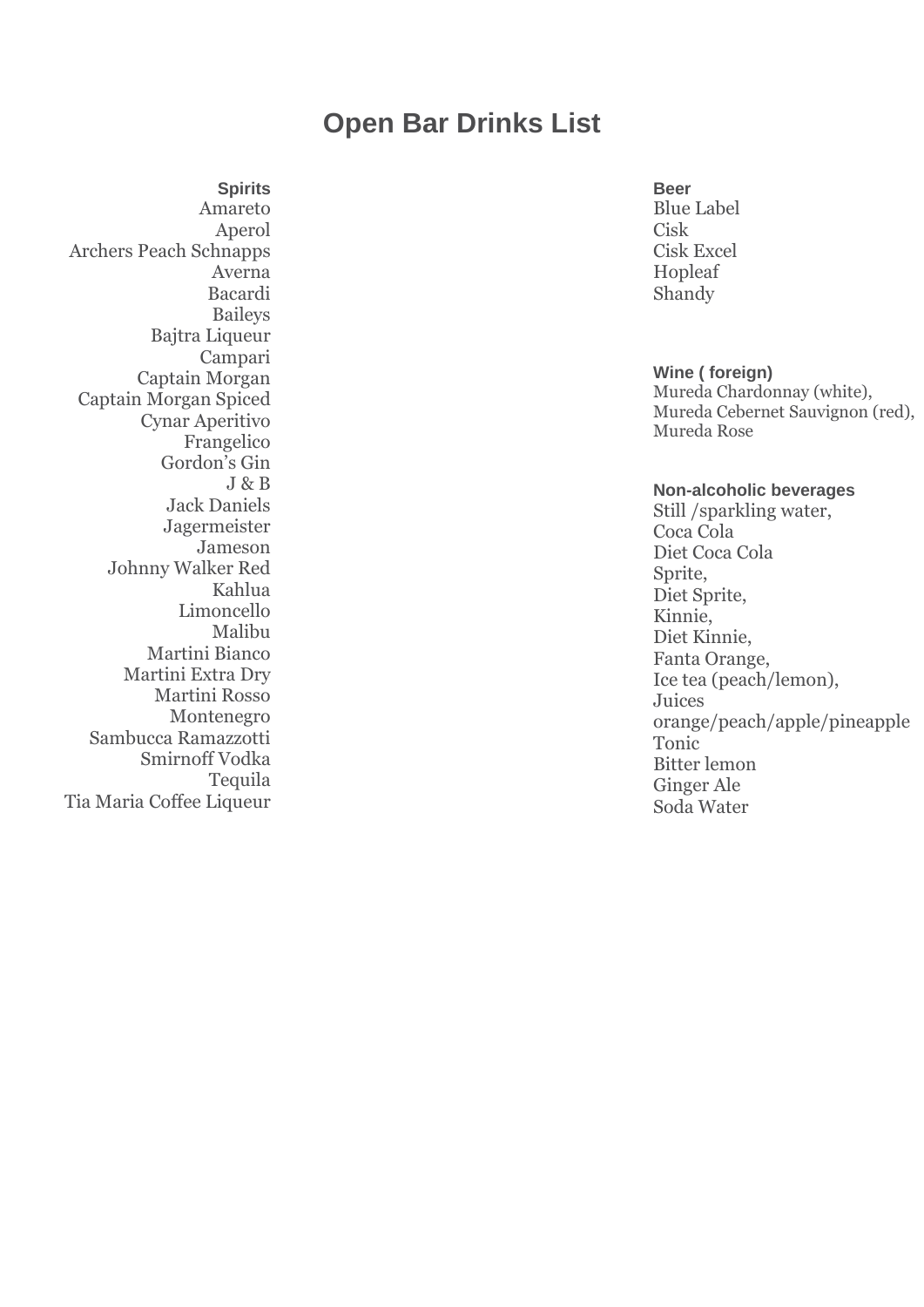# Open Bar Drinks List

**Spirits**

Amareto
Aperol
Archers Peach Schnapps
Averna
Bacardi
Baileys
Bajtra Liqueur
Campari
Captain Morgan
Captain Morgan Spiced
Cynar Aperitivo
Frangelico
Gordon's Gin
J & B
Jack Daniels
Jagermeister
Jameson
Johnny Walker Red
Kahlua
Limoncello
Malibu
Martini Bianco
Martini Extra Dry
Martini Rosso
Montenegro
Sambucca Ramazzotti
Smirnoff Vodka
Tequila
Tia Maria Coffee Liqueur

**Beer**

Blue Label
Cisk
Cisk Excel
Hopleaf
Shandy

**Wine ( foreign)**

Mureda Chardonnay (white),
Mureda Cebernet Sauvignon (red),
Mureda Rose

**Non-alcoholic beverages**

Still /sparkling water,
Coca Cola
Diet Coca Cola
Sprite,
Diet Sprite,
Kinnie,
Diet Kinnie,
Fanta Orange,
Ice tea (peach/lemon),
Juices
orange/peach/apple/pineapple
Tonic
Bitter lemon
Ginger Ale
Soda Water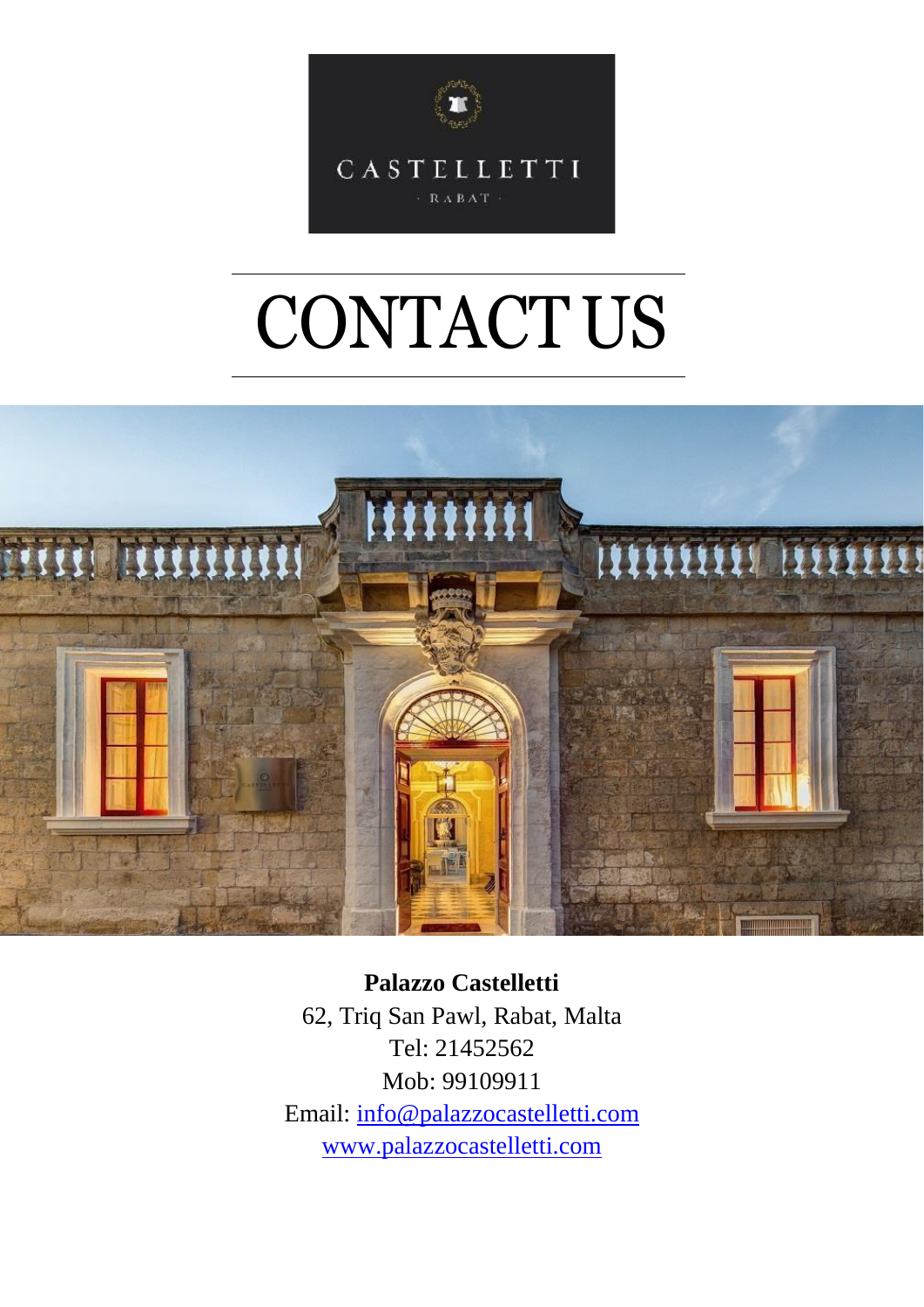CASTELLETTI

· RABAT ·

# CONTACT US

**Palazzo Castelletti**

62, Triq San Pawl, Rabat, Malta

Tel: 21452562

Mob: 99109911

Email: info@palazzocastelletti.com

www.palazzocastelletti.com